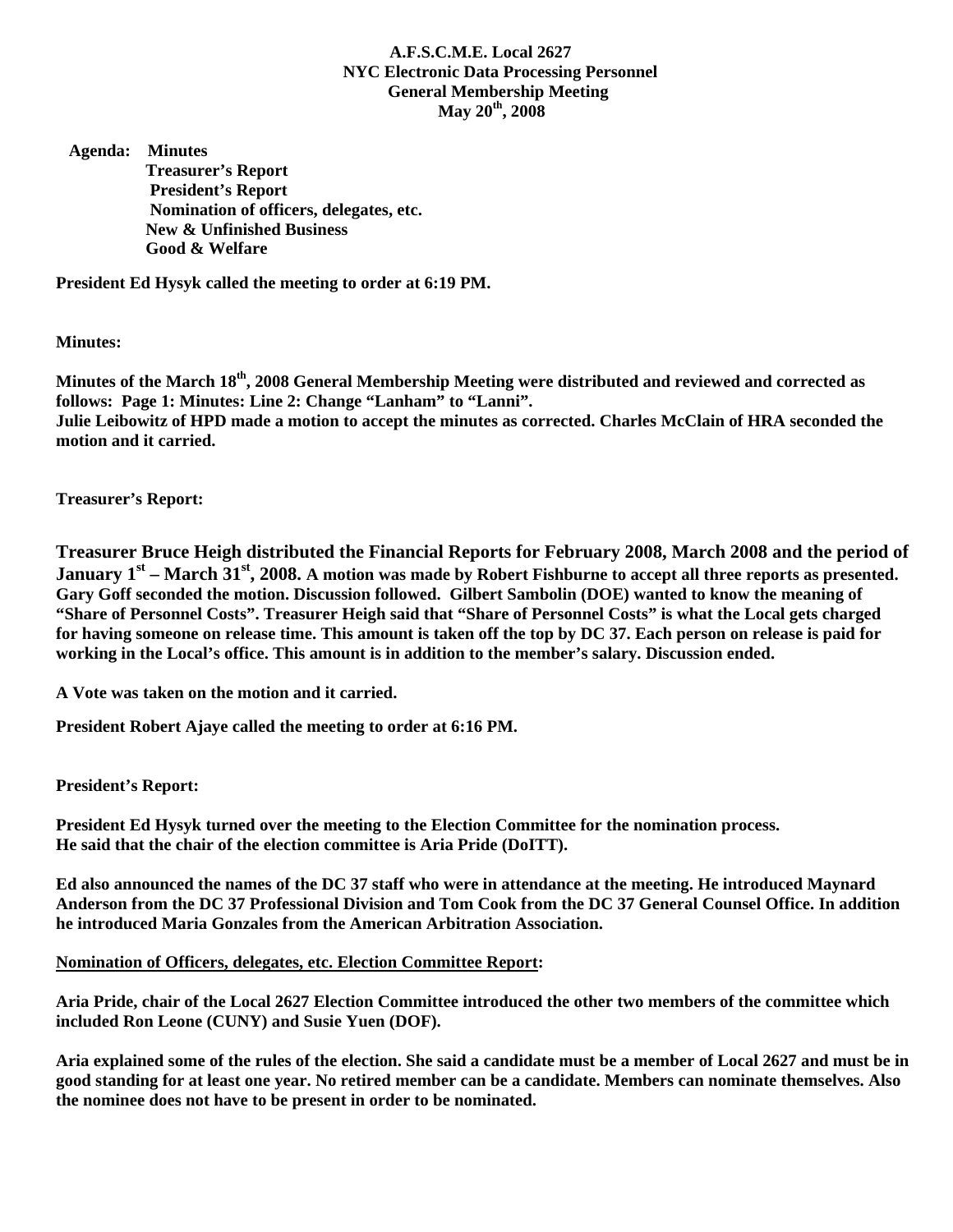**A.F.S.C.M.E. Local 2627**
**NYC Electronic Data Processing Personnel**
**General Membership Meeting**
**May 20th, 2008**

**Agenda:** **Minutes**
**Treasurer's Report**
**President's Report**
**Nomination of officers, delegates, etc.**
**New & Unfinished Business**
**Good & Welfare**

**President Ed Hysyk called the meeting to order at 6:19 PM.**

**Minutes:**

**Minutes of the March 18th, 2008 General Membership Meeting were distributed and reviewed and corrected as follows: Page 1: Minutes: Line 2: Change "Lanham" to "Lanni".**
**Julie Leibowitz of HPD made a motion to accept the minutes as corrected. Charles McClain of HRA seconded the motion and it carried.**

**Treasurer's Report:**

**Treasurer Bruce Heigh distributed the Financial Reports for February 2008, March 2008 and the period of January 1st – March 31st, 2008. A motion was made by Robert Fishburne to accept all three reports as presented. Gary Goff seconded the motion. Discussion followed. Gilbert Sambolin (DOE) wanted to know the meaning of "Share of Personnel Costs". Treasurer Heigh said that "Share of Personnel Costs" is what the Local gets charged for having someone on release time. This amount is taken off the top by DC 37. Each person on release is paid for working in the Local's office. This amount is in addition to the member's salary. Discussion ended.**

**A Vote was taken on the motion and it carried.**

**President Robert Ajaye called the meeting to order at 6:16 PM.**

**President's Report:**

**President Ed Hysyk turned over the meeting to the Election Committee for the nomination process. He said that the chair of the election committee is Aria Pride (DoITT).**

**Ed also announced the names of the DC 37 staff who were in attendance at the meeting. He introduced Maynard Anderson from the DC 37 Professional Division and Tom Cook from the DC 37 General Counsel Office. In addition he introduced Maria Gonzales from the American Arbitration Association.**

**<u>Nomination of Officers, delegates, etc. Election Committee Report</u>:**

**Aria Pride, chair of the Local 2627 Election Committee introduced the other two members of the committee which included Ron Leone (CUNY) and Susie Yuen (DOF).**

**Aria explained some of the rules of the election. She said a candidate must be a member of Local 2627 and must be in good standing for at least one year. No retired member can be a candidate. Members can nominate themselves. Also the nominee does not have to be present in order to be nominated.**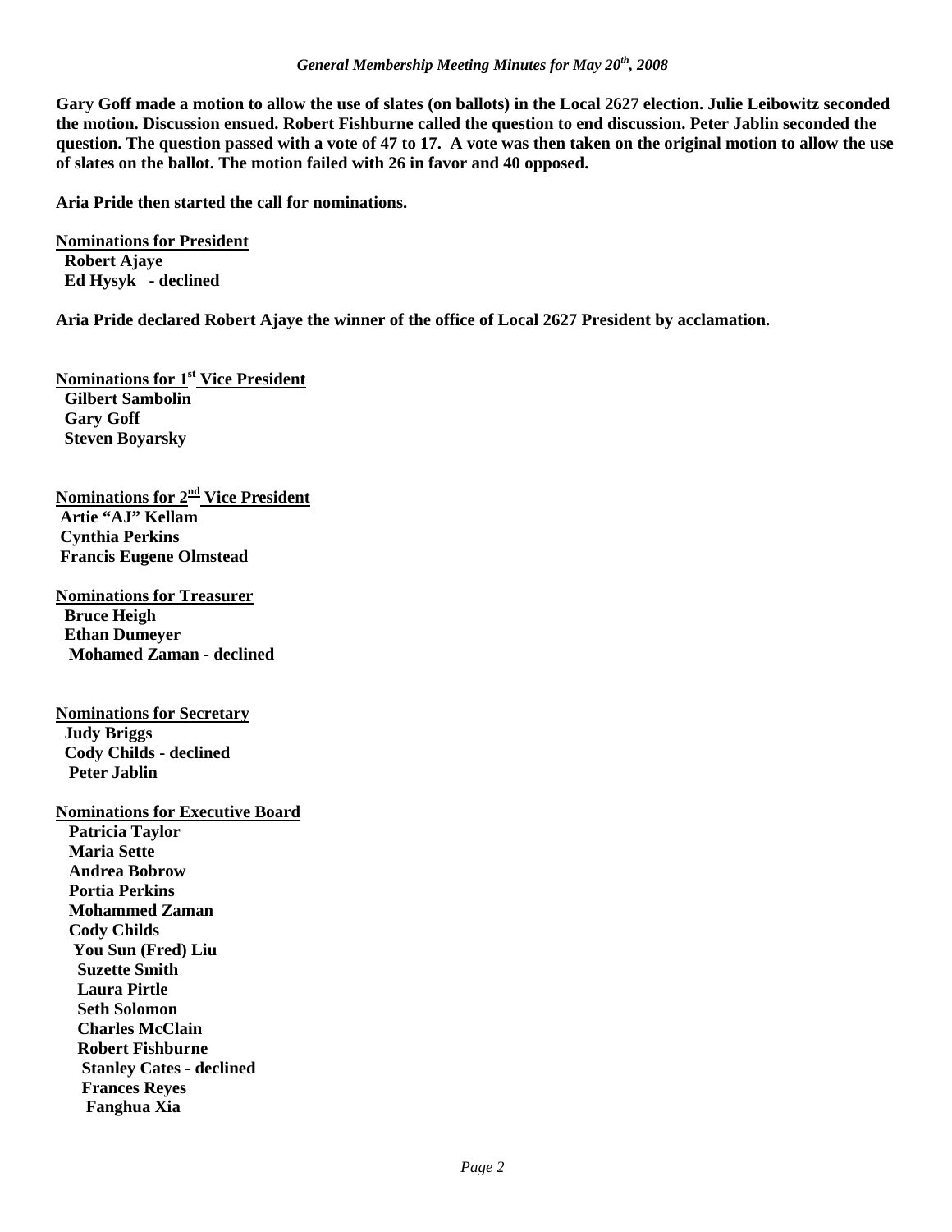*General Membership Meeting Minutes for May 20th, 2008*

**Gary Goff made a motion to allow the use of slates (on ballots) in the Local 2627 election. Julie Leibowitz seconded the motion. Discussion ensued. Robert Fishburne called the question to end discussion. Peter Jablin seconded the question. The question passed with a vote of 47 to 17. A vote was then taken on the original motion to allow the use of slates on the ballot. The motion failed with 26 in favor and 40 opposed.**

**Aria Pride then started the call for nominations.**

**<u>Nominations for President</u>**
**Robert Ajaye**
**Ed Hysyk - declined**

**Aria Pride declared Robert Ajaye the winner of the office of Local 2627 President by acclamation.**

**<u>Nominations for 1st Vice President</u>**
**Gilbert Sambolin**
**Gary Goff**
**Steven Boyarsky**

**<u>Nominations for 2nd Vice President</u>**
**Artie "AJ" Kellam**
**Cynthia Perkins**
**Francis Eugene Olmstead**

**<u>Nominations for Treasurer</u>**
**Bruce Heigh**
**Ethan Dumeyer**
**Mohamed Zaman - declined**

**<u>Nominations for Secretary</u>**
**Judy Briggs**
**Cody Childs - declined**
**Peter Jablin**

**<u>Nominations for Executive Board</u>**
**Patricia Taylor**
**Maria Sette**
**Andrea Bobrow**
**Portia Perkins**
**Mohammed Zaman**
**Cody Childs**
**You Sun (Fred) Liu**
**Suzette Smith**
**Laura Pirtle**
**Seth Solomon**
**Charles McClain**
**Robert Fishburne**
**Stanley Cates - declined**
**Frances Reyes**
**Fanghua Xia**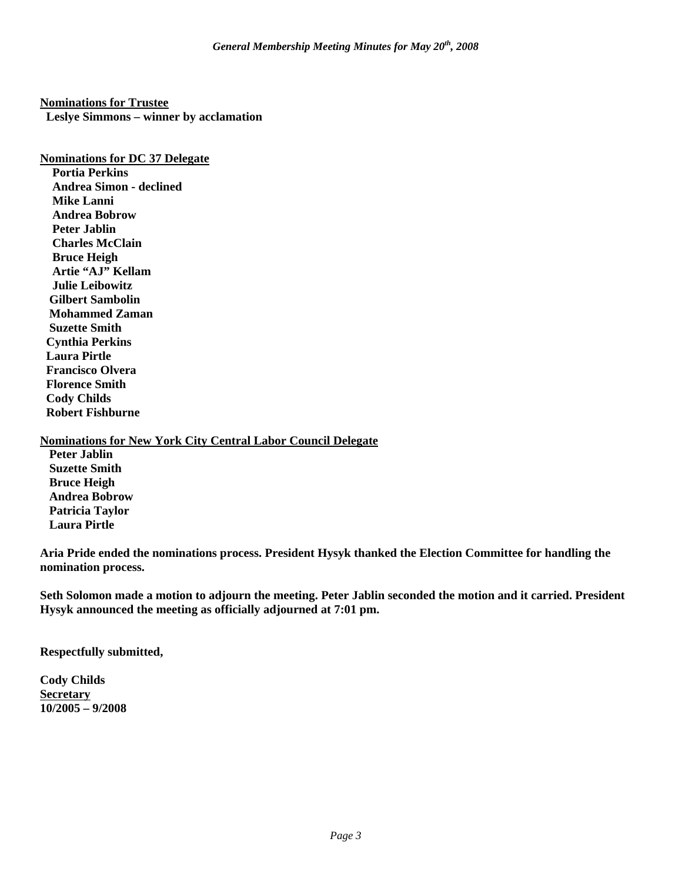**Nominations for Trustee**

**Leslye Simmons – winner by acclamation**

**Nominations for DC 37 Delegate**

**Portia Perkins**
**Andrea Simon - declined**
**Mike Lanni**
**Andrea Bobrow**
**Peter Jablin**
**Charles McClain**
**Bruce Heigh**
**Artie "AJ" Kellam**
**Julie Leibowitz**
**Gilbert Sambolin**
**Mohammed Zaman**
**Suzette Smith**
**Cynthia Perkins**
**Laura Pirtle**
**Francisco Olvera**
**Florence Smith**
**Cody Childs**
**Robert Fishburne**

**Nominations for New York City Central Labor Council Delegate**

**Peter Jablin**
**Suzette Smith**
**Bruce Heigh**
**Andrea Bobrow**
**Patricia Taylor**
**Laura Pirtle**

**Aria Pride ended the nominations process. President Hysyk thanked the Election Committee for handling the nomination process.**

**Seth Solomon made a motion to adjourn the meeting. Peter Jablin seconded the motion and it carried. President Hysyk announced the meeting as officially adjourned at 7:01 pm.**

**Respectfully submitted,**

**Cody Childs**
**Secretary**
**10/2005 – 9/2008**